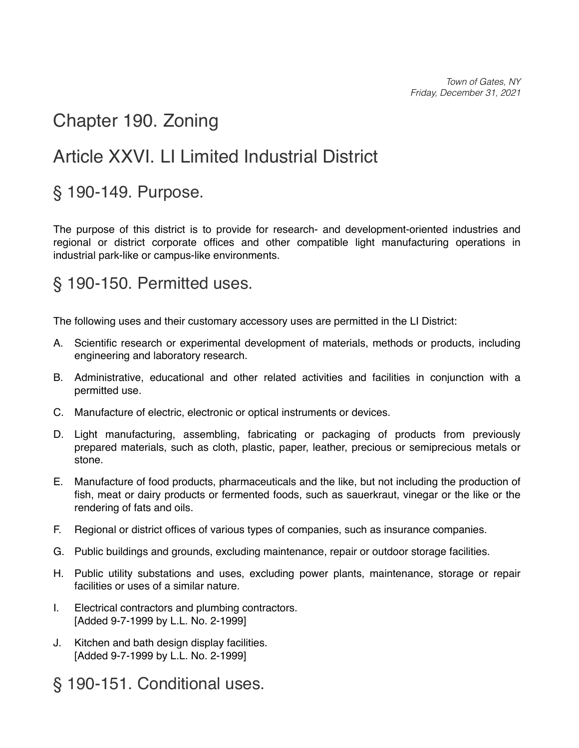Town of Gates, NY
Friday, December 31, 2021

# Chapter 190. Zoning

# Article XXVI. LI Limited Industrial District

## § 190-149. Purpose.

The purpose of this district is to provide for research- and development-oriented industries and regional or district corporate offices and other compatible light manufacturing operations in industrial park-like or campus-like environments.

## § 190-150. Permitted uses.

The following uses and their customary accessory uses are permitted in the LI District:

A. Scientific research or experimental development of materials, methods or products, including engineering and laboratory research.

B. Administrative, educational and other related activities and facilities in conjunction with a permitted use.

C. Manufacture of electric, electronic or optical instruments or devices.

D. Light manufacturing, assembling, fabricating or packaging of products from previously prepared materials, such as cloth, plastic, paper, leather, precious or semiprecious metals or stone.

E. Manufacture of food products, pharmaceuticals and the like, but not including the production of fish, meat or dairy products or fermented foods, such as sauerkraut, vinegar or the like or the rendering of fats and oils.

F. Regional or district offices of various types of companies, such as insurance companies.

G. Public buildings and grounds, excluding maintenance, repair or outdoor storage facilities.

H. Public utility substations and uses, excluding power plants, maintenance, storage or repair facilities or uses of a similar nature.

I. Electrical contractors and plumbing contractors.
[Added 9-7-1999 by L.L. No. 2-1999]

J. Kitchen and bath design display facilities.
[Added 9-7-1999 by L.L. No. 2-1999]

## § 190-151. Conditional uses.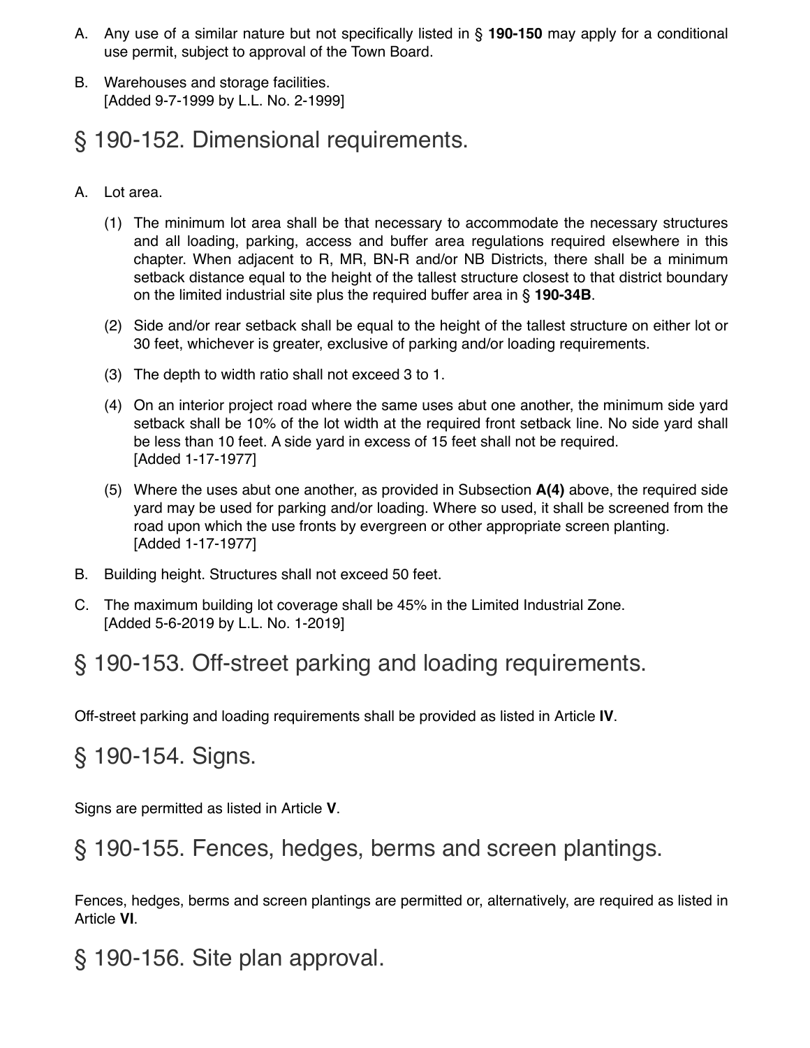A. Any use of a similar nature but not specifically listed in § **190-150** may apply for a conditional use permit, subject to approval of the Town Board.

B. Warehouses and storage facilities.
[Added 9-7-1999 by L.L. No. 2-1999]

## § 190-152. Dimensional requirements.

A. Lot area.

   (1) The minimum lot area shall be that necessary to accommodate the necessary structures and all loading, parking, access and buffer area regulations required elsewhere in this chapter. When adjacent to R, MR, BN-R and/or NB Districts, there shall be a minimum setback distance equal to the height of the tallest structure closest to that district boundary on the limited industrial site plus the required buffer area in § **190-34B**.

   (2) Side and/or rear setback shall be equal to the height of the tallest structure on either lot or 30 feet, whichever is greater, exclusive of parking and/or loading requirements.

   (3) The depth to width ratio shall not exceed 3 to 1.

   (4) On an interior project road where the same uses abut one another, the minimum side yard setback shall be 10% of the lot width at the required front setback line. No side yard shall be less than 10 feet. A side yard in excess of 15 feet shall not be required.
   [Added 1-17-1977]

   (5) Where the uses abut one another, as provided in Subsection **A(4)** above, the required side yard may be used for parking and/or loading. Where so used, it shall be screened from the road upon which the use fronts by evergreen or other appropriate screen planting.
   [Added 1-17-1977]

B. Building height. Structures shall not exceed 50 feet.

C. The maximum building lot coverage shall be 45% in the Limited Industrial Zone.
[Added 5-6-2019 by L.L. No. 1-2019]

## § 190-153. Off-street parking and loading requirements.

Off-street parking and loading requirements shall be provided as listed in Article **IV**.

## § 190-154. Signs.

Signs are permitted as listed in Article **V**.

## § 190-155. Fences, hedges, berms and screen plantings.

Fences, hedges, berms and screen plantings are permitted or, alternatively, are required as listed in Article **VI**.

## § 190-156. Site plan approval.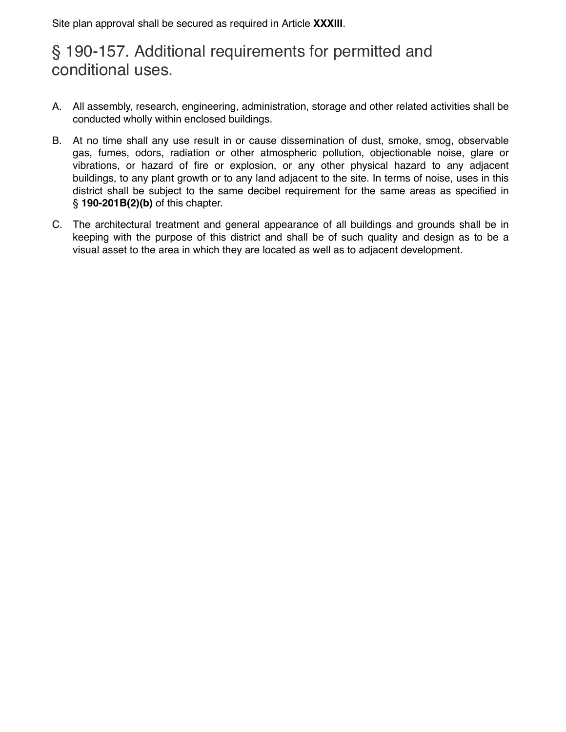Site plan approval shall be secured as required in Article **XXXIII**.

## § 190-157. Additional requirements for permitted and conditional uses.

A. All assembly, research, engineering, administration, storage and other related activities shall be conducted wholly within enclosed buildings.

B. At no time shall any use result in or cause dissemination of dust, smoke, smog, observable gas, fumes, odors, radiation or other atmospheric pollution, objectionable noise, glare or vibrations, or hazard of fire or explosion, or any other physical hazard to any adjacent buildings, to any plant growth or to any land adjacent to the site. In terms of noise, uses in this district shall be subject to the same decibel requirement for the same areas as specified in § **190-201B(2)(b)** of this chapter.

C. The architectural treatment and general appearance of all buildings and grounds shall be in keeping with the purpose of this district and shall be of such quality and design as to be a visual asset to the area in which they are located as well as to adjacent development.